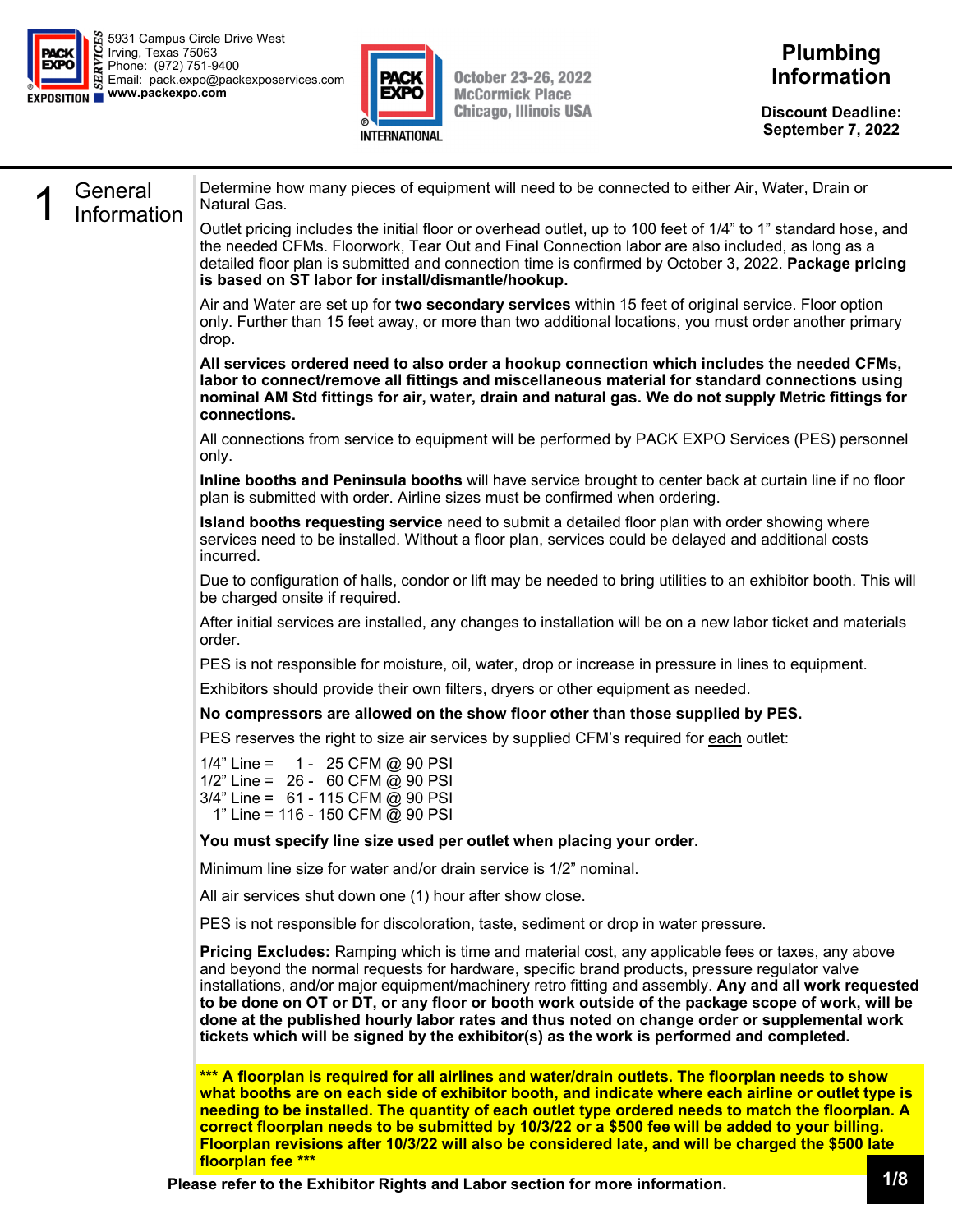PACK EXPO SERVICES EXPOSITION
5931 Campus Circle Drive West
Irving, Texas 75063
Phone: (972) 751-9400
Email: pack.expo@packexposervices.com
**www.packexpo.com**

PACK EXPO INTERNATIONAL
October 23-26, 2022
McCormick Place
Chicago, Illinois USA

# Plumbing Information

**Discount Deadline: September 7, 2022**

## 1 General Information

Determine how many pieces of equipment will need to be connected to either Air, Water, Drain or Natural Gas.

Outlet pricing includes the initial floor or overhead outlet, up to 100 feet of 1/4" to 1" standard hose, and the needed CFMs. Floorwork, Tear Out and Final Connection labor are also included, as long as a detailed floor plan is submitted and connection time is confirmed by October 3, 2022. **Package pricing is based on ST labor for install/dismantle/hookup.**

Air and Water are set up for **two secondary services** within 15 feet of original service. Floor option only. Further than 15 feet away, or more than two additional locations, you must order another primary drop.

**All services ordered need to also order a hookup connection which includes the needed CFMs, labor to connect/remove all fittings and miscellaneous material for standard connections using nominal AM Std fittings for air, water, drain and natural gas. We do not supply Metric fittings for connections.**

All connections from service to equipment will be performed by PACK EXPO Services (PES) personnel only.

**Inline booths and Peninsula booths** will have service brought to center back at curtain line if no floor plan is submitted with order. Airline sizes must be confirmed when ordering.

**Island booths requesting service** need to submit a detailed floor plan with order showing where services need to be installed. Without a floor plan, services could be delayed and additional costs incurred.

Due to configuration of halls, condor or lift may be needed to bring utilities to an exhibitor booth. This will be charged onsite if required.

After initial services are installed, any changes to installation will be on a new labor ticket and materials order.

PES is not responsible for moisture, oil, water, drop or increase in pressure in lines to equipment.

Exhibitors should provide their own filters, dryers or other equipment as needed.

**No compressors are allowed on the show floor other than those supplied by PES.**

PES reserves the right to size air services by supplied CFM's required for each outlet:

1/4" Line = 1 - 25 CFM @ 90 PSI
1/2" Line = 26 - 60 CFM @ 90 PSI
3/4" Line = 61 - 115 CFM @ 90 PSI
1" Line = 116 - 150 CFM @ 90 PSI

**You must specify line size used per outlet when placing your order.**

Minimum line size for water and/or drain service is 1/2" nominal.

All air services shut down one (1) hour after show close.

PES is not responsible for discoloration, taste, sediment or drop in water pressure.

**Pricing Excludes:** Ramping which is time and material cost, any applicable fees or taxes, any above and beyond the normal requests for hardware, specific brand products, pressure regulator valve installations, and/or major equipment/machinery retro fitting and assembly. **Any and all work requested to be done on OT or DT, or any floor or booth work outside of the package scope of work, will be done at the published hourly labor rates and thus noted on change order or supplemental work tickets which will be signed by the exhibitor(s) as the work is performed and completed.**

**\*\*\* A floorplan is required for all airlines and water/drain outlets. The floorplan needs to show what booths are on each side of exhibitor booth, and indicate where each airline or outlet type is needing to be installed. The quantity of each outlet type ordered needs to match the floorplan. A correct floorplan needs to be submitted by 10/3/22 or a $500 fee will be added to your billing. Floorplan revisions after 10/3/22 will also be considered late, and will be charged the $500 late floorplan fee \*\*\***

**Please refer to the Exhibitor Rights and Labor section for more information.**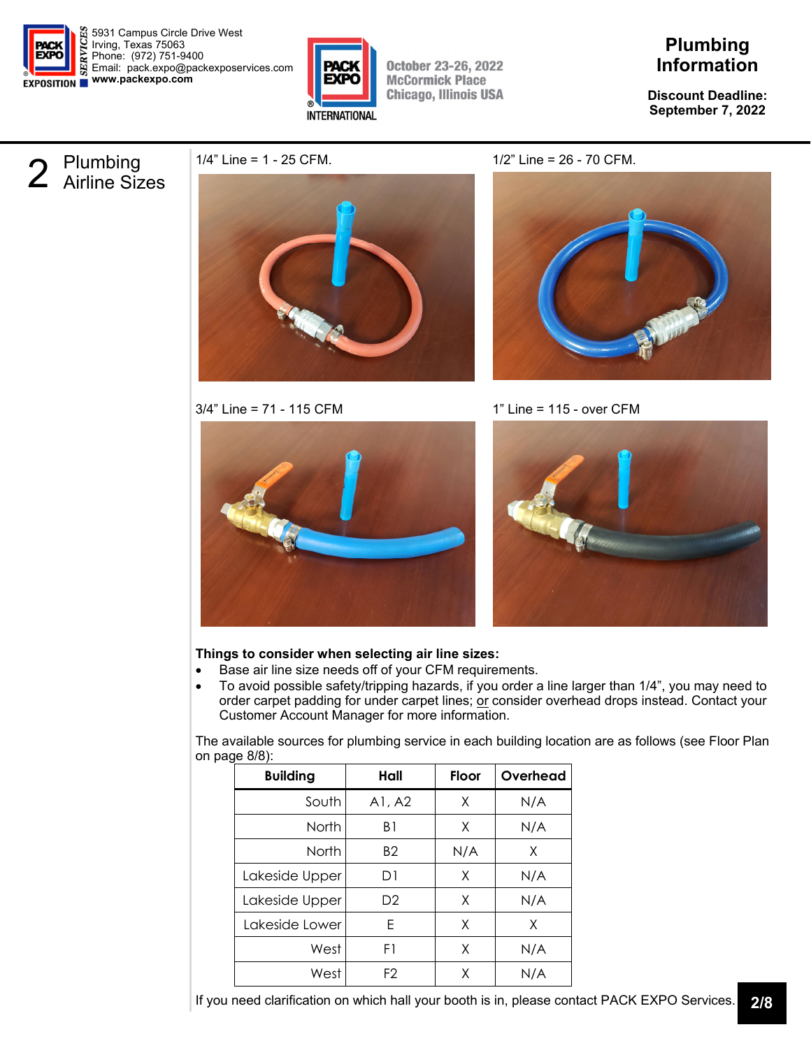# Plumbing Information

**Discount Deadline: September 7, 2022**

## 2 Plumbing Airline Sizes

1/4" Line = 1 - 25 CFM.

1/2" Line = 26 - 70 CFM.

3/4" Line = 71 - 115 CFM

1" Line = 115 - over CFM

**Things to consider when selecting air line sizes:**

- Base air line size needs off of your CFM requirements.
- To avoid possible safety/tripping hazards, if you order a line larger than 1/4", you may need to order carpet padding for under carpet lines; or consider overhead drops instead. Contact your Customer Account Manager for more information.

The available sources for plumbing service in each building location are as follows (see Floor Plan on page 8/8):

| Building | Hall | Floor | Overhead |
|---|---|---|---|
| South | A1, A2 | X | N/A |
| North | B1 | X | N/A |
| North | B2 | N/A | X |
| Lakeside Upper | D1 | X | N/A |
| Lakeside Upper | D2 | X | N/A |
| Lakeside Lower | E | X | X |
| West | F1 | X | N/A |
| West | F2 | X | N/A |

If you need clarification on which hall your booth is in, please contact PACK EXPO Services.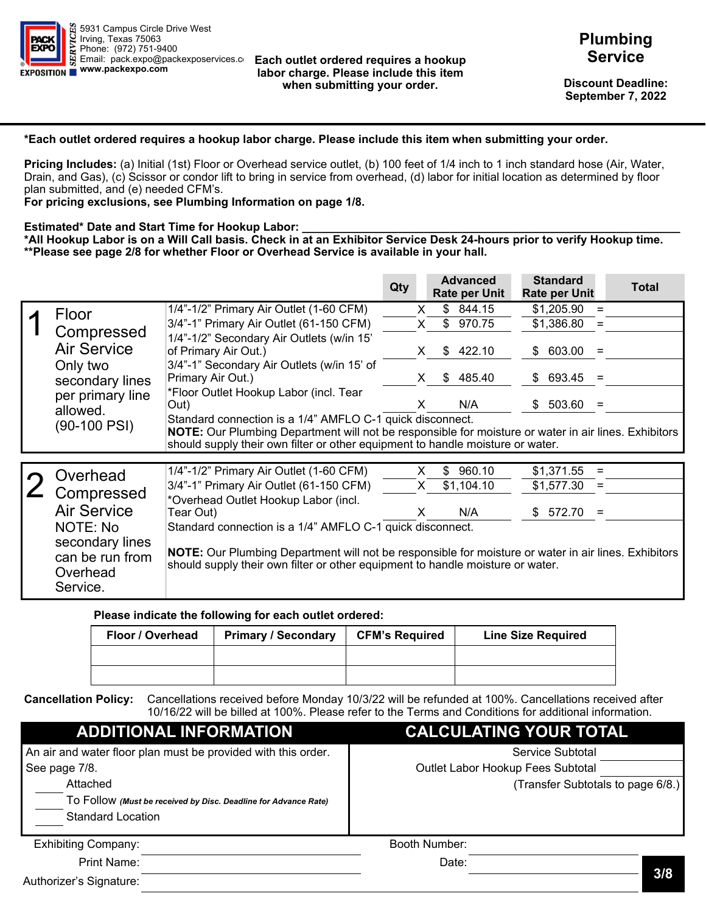5931 Campus Circle Drive West
Irving, Texas 75063
Phone: (972) 751-9400
Email: pack.expo@packexposervices.com
www.packexpo.com

**Each outlet ordered requires a hookup labor charge. Please include this item when submitting your order.**

# Plumbing Service

**Discount Deadline: September 7, 2022**

**\*Each outlet ordered requires a hookup labor charge. Please include this item when submitting your order.**

**Pricing Includes:** (a) Initial (1st) Floor or Overhead service outlet, (b) 100 feet of 1/4 inch to 1 inch standard hose (Air, Water, Drain, and Gas), (c) Scissor or condor lift to bring in service from overhead, (d) labor for initial location as determined by floor plan submitted, and (e) needed CFM's.
**For pricing exclusions, see Plumbing Information on page 1/8.**

**Estimated\* Date and Start Time for Hookup Labor: \_\_\_\_\_\_\_\_\_\_\_\_\_\_\_\_\_\_\_\_\_\_\_\_\_\_\_\_\_\_\_\_\_\_\_\_**
**\*All Hookup Labor is on a Will Call basis. Check in at an Exhibitor Service Desk 24-hours prior to verify Hookup time.**
**\*\*Please see page 2/8 for whether Floor or Overhead Service is available in your hall.**

| | Item | Qty | | Advanced Rate per Unit | Standard Rate per Unit | | Total |
|---|---|---|---|---|---|---|---|
| **1** Floor Compressed Air Service. Only two secondary lines per primary line allowed. (90-100 PSI) | 1/4"-1/2" Primary Air Outlet (1-60 CFM) | | X | $ 844.15 | $1,205.90 | = | |
| | 3/4"-1" Primary Air Outlet (61-150 CFM) | | X | $ 970.75 | $1,386.80 | = | |
| | 1/4"-1/2" Secondary Air Outlets (w/in 15' of Primary Air Out.) | | X | $ 422.10 | $ 603.00 | = | |
| | 3/4"-1" Secondary Air Outlets (w/in 15' of Primary Air Out.) | | X | $ 485.40 | $ 693.45 | = | |
| | \*Floor Outlet Hookup Labor (incl. Tear Out) | | X | N/A | $ 503.60 | = | |
| | Standard connection is a 1/4" AMFLO C-1 quick disconnect. **NOTE:** Our Plumbing Department will not be responsible for moisture or water in air lines. Exhibitors should supply their own filter or other equipment to handle moisture or water. | | | | | | |
| **2** Overhead Compressed Air Service. NOTE: No secondary lines can be run from Overhead Service. | 1/4"-1/2" Primary Air Outlet (1-60 CFM) | | X | $ 960.10 | $1,371.55 | = | |
| | 3/4"-1" Primary Air Outlet (61-150 CFM) | | X | $1,104.10 | $1,577.30 | = | |
| | \*Overhead Outlet Hookup Labor (incl. Tear Out) | | X | N/A | $ 572.70 | = | |
| | Standard connection is a 1/4" AMFLO C-1 quick disconnect. **NOTE:** Our Plumbing Department will not be responsible for moisture or water in air lines. Exhibitors should supply their own filter or other equipment to handle moisture or water. | | | | | | |

**Please indicate the following for each outlet ordered:**

| Floor / Overhead | Primary / Secondary | CFM's Required | Line Size Required |
|---|---|---|---|
| | | | |
| | | | |

**Cancellation Policy:** Cancellations received before Monday 10/3/22 will be refunded at 100%. Cancellations received after 10/16/22 will be billed at 100%. Please refer to the Terms and Conditions for additional information.

## ADDITIONAL INFORMATION

An air and water floor plan must be provided with this order. See page 7/8.

\_\_\_\_ Attached
\_\_\_\_ To Follow *(Must be received by Disc. Deadline for Advance Rate)*
\_\_\_\_ Standard Location

## CALCULATING YOUR TOTAL

Service Subtotal \_\_\_\_\_\_\_\_\_\_
Outlet Labor Hookup Fees Subtotal \_\_\_\_\_\_\_\_\_\_
(Transfer Subtotals to page 6/8.)

Exhibiting Company: \_\_\_\_\_\_\_\_\_\_\_\_\_\_\_\_\_\_\_\_ Booth Number: \_\_\_\_\_\_\_\_\_\_
Print Name: \_\_\_\_\_\_\_\_\_\_\_\_\_\_\_\_\_\_\_\_ Date: \_\_\_\_\_\_\_\_\_\_
Authorizer's Signature: \_\_\_\_\_\_\_\_\_\_\_\_\_\_\_\_\_\_\_\_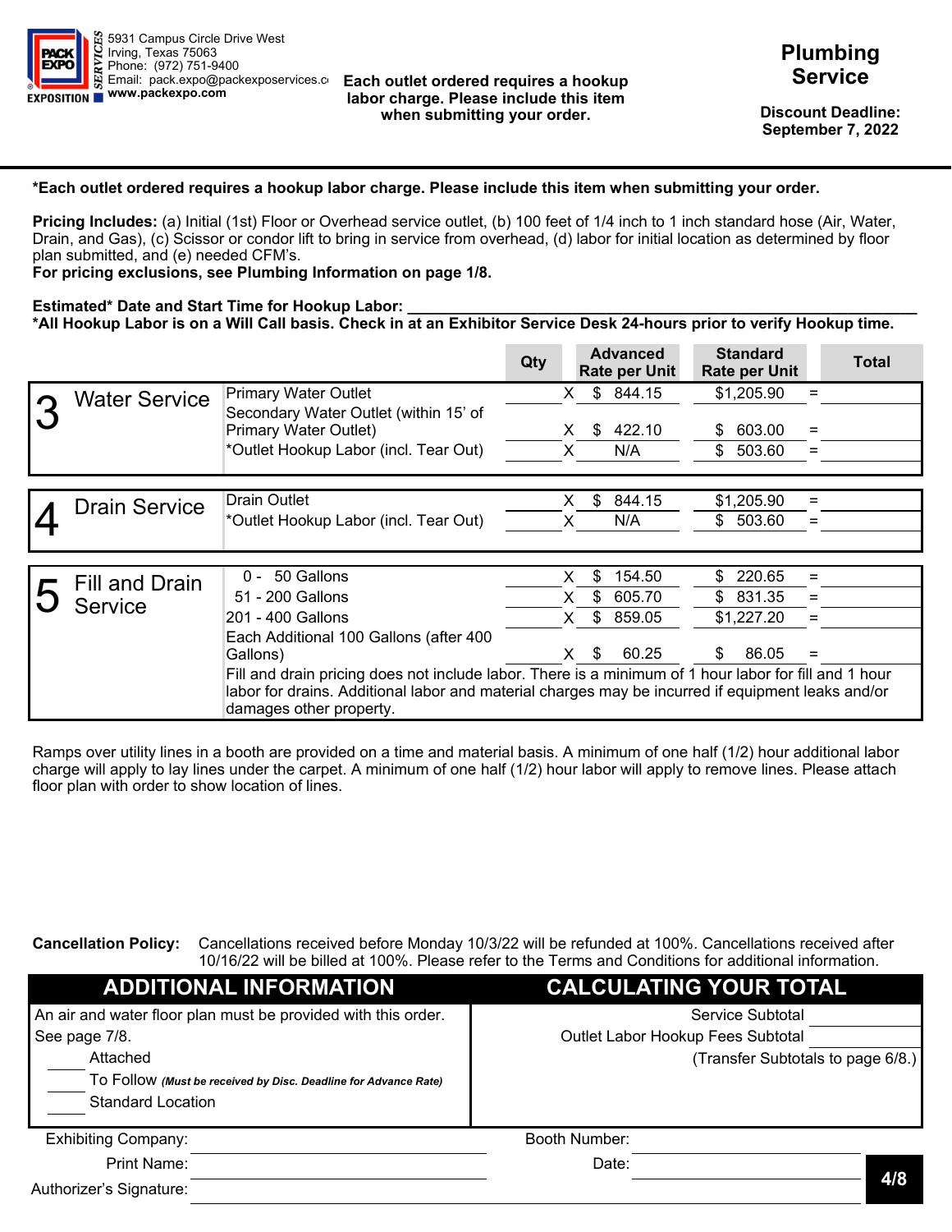5931 Campus Circle Drive West
Irving, Texas 75063
Phone: (972) 751-9400
Email: pack.expo@packexposervices.com
www.packexpo.com

**Each outlet ordered requires a hookup labor charge. Please include this item when submitting your order.**

# Plumbing Service

**Discount Deadline: September 7, 2022**

**\*Each outlet ordered requires a hookup labor charge. Please include this item when submitting your order.**

**Pricing Includes:** (a) Initial (1st) Floor or Overhead service outlet, (b) 100 feet of 1/4 inch to 1 inch standard hose (Air, Water, Drain, and Gas), (c) Scissor or condor lift to bring in service from overhead, (d) labor for initial location as determined by floor plan submitted, and (e) needed CFM's.
**For pricing exclusions, see Plumbing Information on page 1/8.**

**Estimated\* Date and Start Time for Hookup Labor:** ____________________
**\*All Hookup Labor is on a Will Call basis. Check in at an Exhibitor Service Desk 24-hours prior to verify Hookup time.**

| | | Qty | | Advanced Rate per Unit | Standard Rate per Unit | | Total |
|---|---|---|---|---|---|---|---|
| 3 Water Service | Primary Water Outlet | | X | $ 844.15 | $1,205.90 | = | |
| | Secondary Water Outlet (within 15' of Primary Water Outlet) | | X | $ 422.10 | $ 603.00 | = | |
| | *Outlet Hookup Labor (incl. Tear Out) | | X | N/A | $ 503.60 | = | |
| 4 Drain Service | Drain Outlet | | X | $ 844.15 | $1,205.90 | = | |
| | *Outlet Hookup Labor (incl. Tear Out) | | X | N/A | $ 503.60 | = | |
| 5 Fill and Drain Service | 0 - 50 Gallons | | X | $ 154.50 | $ 220.65 | = | |
| | 51 - 200 Gallons | | X | $ 605.70 | $ 831.35 | = | |
| | 201 - 400 Gallons | | X | $ 859.05 | $1,227.20 | = | |
| | Each Additional 100 Gallons (after 400 Gallons) | | X | $ 60.25 | $ 86.05 | = | |

Fill and drain pricing does not include labor. There is a minimum of 1 hour labor for fill and 1 hour labor for drains. Additional labor and material charges may be incurred if equipment leaks and/or damages other property.

Ramps over utility lines in a booth are provided on a time and material basis. A minimum of one half (1/2) hour additional labor charge will apply to lay lines under the carpet. A minimum of one half (1/2) hour labor will apply to remove lines. Please attach floor plan with order to show location of lines.

**Cancellation Policy:** Cancellations received before Monday 10/3/22 will be refunded at 100%. Cancellations received after 10/16/22 will be billed at 100%. Please refer to the Terms and Conditions for additional information.

## ADDITIONAL INFORMATION

An air and water floor plan must be provided with this order. See page 7/8.

_____ Attached
_____ To Follow *(Must be received by Disc. Deadline for Advance Rate)*
_____ Standard Location

## CALCULATING YOUR TOTAL

Service Subtotal ____________
Outlet Labor Hookup Fees Subtotal ____________
(Transfer Subtotals to page 6/8.)

Exhibiting Company: ____________________ Booth Number: ____________________
Print Name: ____________________ Date: ____________________
Authorizer's Signature: ____________________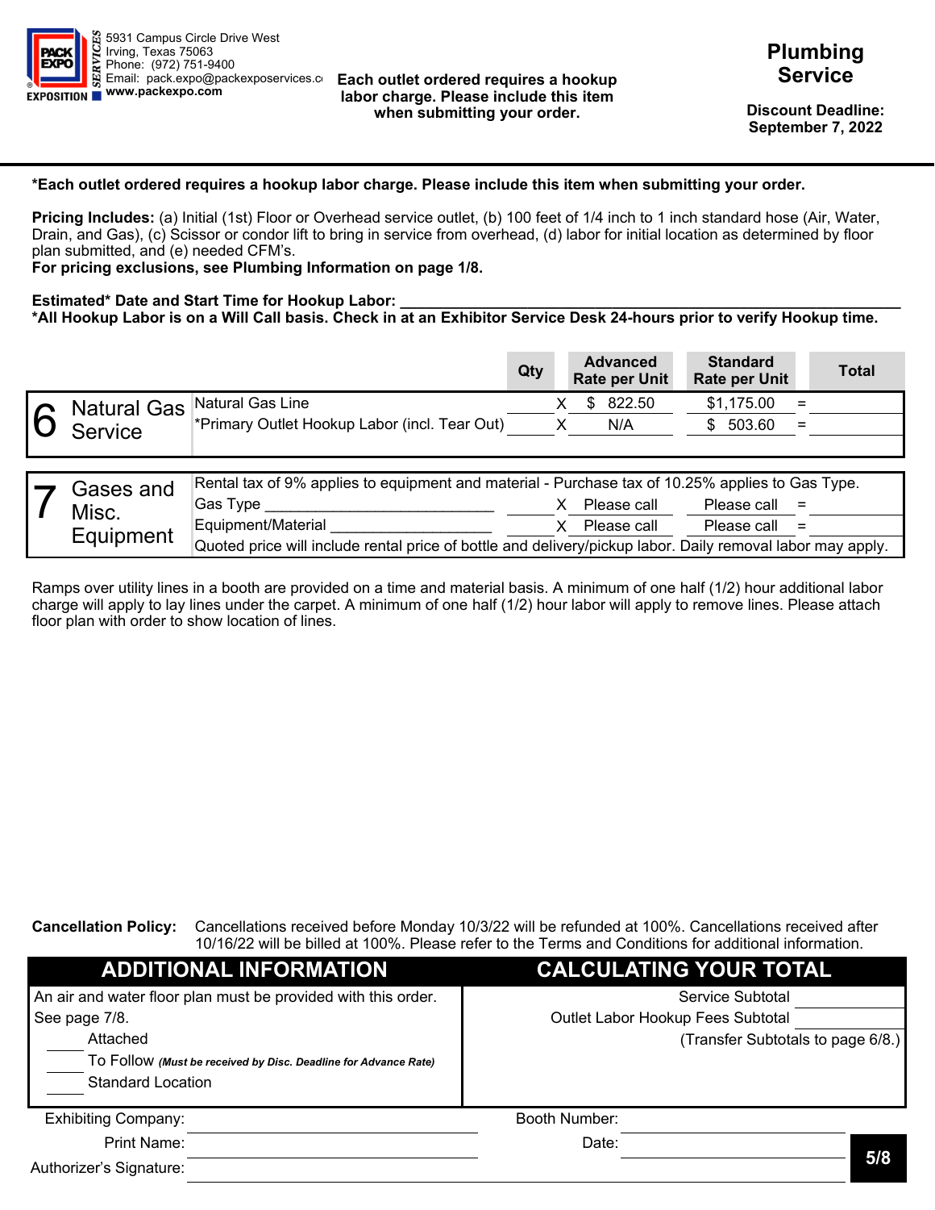5931 Campus Circle Drive West
Irving, Texas 75063
Phone: (972) 751-9400
Email: pack.expo@packexposervices.com
**www.packexpo.com**

**Each outlet ordered requires a hookup labor charge. Please include this item when submitting your order.**

# Plumbing Service

**Discount Deadline: September 7, 2022**

---

**\*Each outlet ordered requires a hookup labor charge. Please include this item when submitting your order.**

**Pricing Includes:** (a) Initial (1st) Floor or Overhead service outlet, (b) 100 feet of 1/4 inch to 1 inch standard hose (Air, Water, Drain, and Gas), (c) Scissor or condor lift to bring in service from overhead, (d) labor for initial location as determined by floor plan submitted, and (e) needed CFM's.
**For pricing exclusions, see Plumbing Information on page 1/8.**

**Estimated\* Date and Start Time for Hookup Labor:** ______________________________
**\*All Hookup Labor is on a Will Call basis. Check in at an Exhibitor Service Desk 24-hours prior to verify Hookup time.**

| | | Qty | | Advanced Rate per Unit | Standard Rate per Unit | | Total |
|---|---|---|---|---|---|---|---|
| 6 Natural Gas Service | Natural Gas Line | | X | $ 822.50 | $1,175.00 | = | |
| | *Primary Outlet Hookup Labor (incl. Tear Out) | | X | N/A | $ 503.60 | = | |
| 7 Gases and Misc. Equipment | Rental tax of 9% applies to equipment and material - Purchase tax of 10.25% applies to Gas Type. | | | | | | |
| | Gas Type ______________________ | | X | Please call | Please call | = | |
| | Equipment/Material __________________ | | X | Please call | Please call | = | |
| | Quoted price will include rental price of bottle and delivery/pickup labor. Daily removal labor may apply. | | | | | | |

Ramps over utility lines in a booth are provided on a time and material basis. A minimum of one half (1/2) hour additional labor charge will apply to lay lines under the carpet. A minimum of one half (1/2) hour labor will apply to remove lines. Please attach floor plan with order to show location of lines.

**Cancellation Policy:** Cancellations received before Monday 10/3/22 will be refunded at 100%. Cancellations received after 10/16/22 will be billed at 100%. Please refer to the Terms and Conditions for additional information.

| ADDITIONAL INFORMATION | CALCULATING YOUR TOTAL |
|---|---|
| An air and water floor plan must be provided with this order. See page 7/8. | Service Subtotal ______ |
| _____ Attached | Outlet Labor Hookup Fees Subtotal ______ |
| _____ To Follow *(Must be received by Disc. Deadline for Advance Rate)* | (Transfer Subtotals to page 6/8.) |
| _____ Standard Location | |

Exhibiting Company: ______________________ Booth Number: ______________________

Print Name: ______________________ Date: ______________________

Authorizer's Signature: ______________________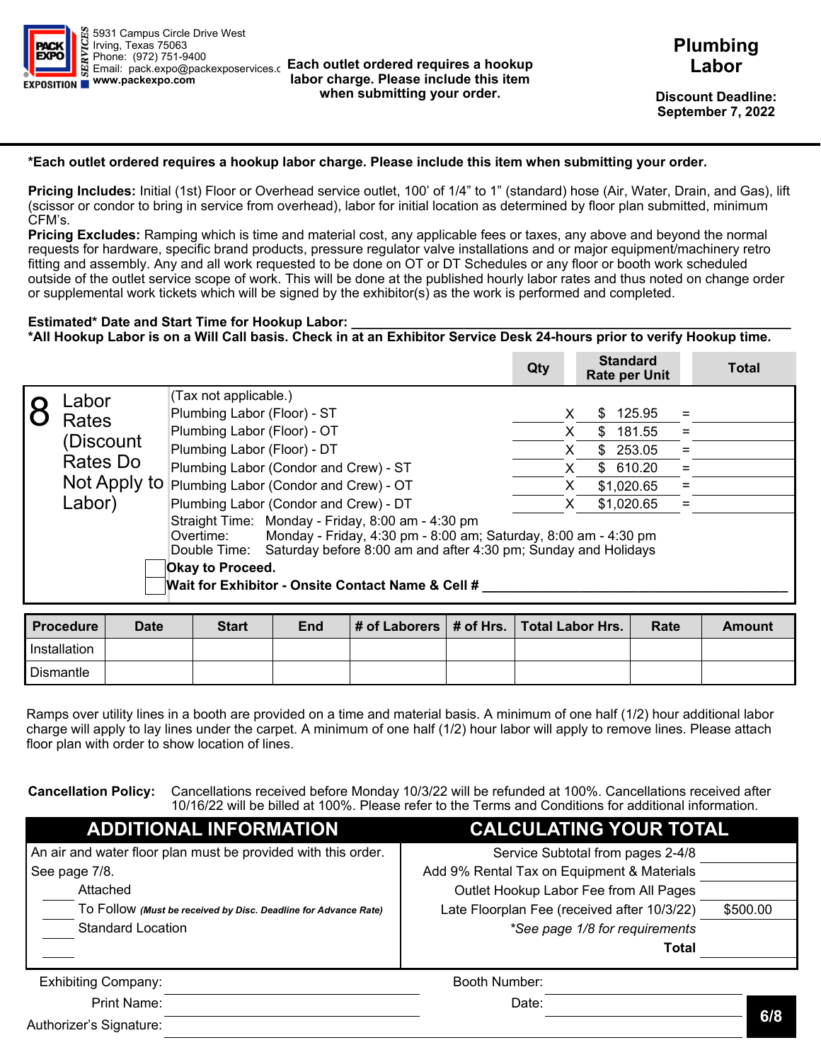PACK EXPO SERVICES EXPOSITION

5931 Campus Circle Drive West
Irving, Texas 75063
Phone: (972) 751-9400
Email: pack.expo@packexposervices.c
www.packexpo.com

**Each outlet ordered requires a hookup labor charge. Please include this item when submitting your order.**

# Plumbing Labor

**Discount Deadline: September 7, 2022**

---

***Each outlet ordered requires a hookup labor charge. Please include this item when submitting your order.**

**Pricing Includes:** Initial (1st) Floor or Overhead service outlet, 100' of 1/4" to 1" (standard) hose (Air, Water, Drain, and Gas), lift (scissor or condor to bring in service from overhead), labor for initial location as determined by floor plan submitted, minimum CFM's.

**Pricing Excludes:** Ramping which is time and material cost, any applicable fees or taxes, any above and beyond the normal requests for hardware, specific brand products, pressure regulator valve installations and or major equipment/machinery retro fitting and assembly. Any and all work requested to be done on OT or DT Schedules or any floor or booth work scheduled outside of the outlet service scope of work. This will be done at the published hourly labor rates and thus noted on change order or supplemental work tickets which will be signed by the exhibitor(s) as the work is performed and completed.

**Estimated* Date and Start Time for Hookup Labor:** ______________________________

***All Hookup Labor is on a Will Call basis. Check in at an Exhibitor Service Desk 24-hours prior to verify Hookup time.**

| 8 Labor Rates (Discount Rates Do Not Apply to Labor) | | Qty | | Standard Rate per Unit | | Total |
|---|---|---|---|---|---|---|
| | (Tax not applicable.) | | | | | |
| | Plumbing Labor (Floor) - ST | | X | $ 125.95 | = | |
| | Plumbing Labor (Floor) - OT | | X | $ 181.55 | = | |
| | Plumbing Labor (Floor) - DT | | X | $ 253.05 | = | |
| | Plumbing Labor (Condor and Crew) - ST | | X | $ 610.20 | = | |
| | Plumbing Labor (Condor and Crew) - OT | | X | $1,020.65 | = | |
| | Plumbing Labor (Condor and Crew) - DT | | X | $1,020.65 | = | |

Straight Time: Monday - Friday, 8:00 am - 4:30 pm
Overtime: Monday - Friday, 4:30 pm - 8:00 am; Saturday, 8:00 am - 4:30 pm
Double Time: Saturday before 8:00 am and after 4:30 pm; Sunday and Holidays

☐ **Okay to Proceed.**
☐ **Wait for Exhibitor - Onsite Contact Name & Cell #** ______________________________

| Procedure | Date | Start | End | # of Laborers | # of Hrs. | Total Labor Hrs. | Rate | Amount |
|---|---|---|---|---|---|---|---|---|
| Installation | | | | | | | | |
| Dismantle | | | | | | | | |

Ramps over utility lines in a booth are provided on a time and material basis. A minimum of one half (1/2) hour additional labor charge will apply to lay lines under the carpet. A minimum of one half (1/2) hour labor will apply to remove lines. Please attach floor plan with order to show location of lines.

**Cancellation Policy:** Cancellations received before Monday 10/3/22 will be refunded at 100%. Cancellations received after 10/16/22 will be billed at 100%. Please refer to the Terms and Conditions for additional information.

## ADDITIONAL INFORMATION

An air and water floor plan must be provided with this order. See page 7/8.

____ Attached
____ To Follow *(Must be received by Disc. Deadline for Advance Rate)*
____ Standard Location
____

## CALCULATING YOUR TOTAL

| | |
|---|---|
| Service Subtotal from pages 2-4/8 | |
| Add 9% Rental Tax on Equipment & Materials | |
| Outlet Hookup Labor Fee from All Pages | |
| Late Floorplan Fee (received after 10/3/22) | $500.00 |
| *\*See page 1/8 for requirements* | |
| **Total** | |

Exhibiting Company: ______________________________ Booth Number: ______________________________

Print Name: ______________________________ Date: ______________________________

Authorizer's Signature: ______________________________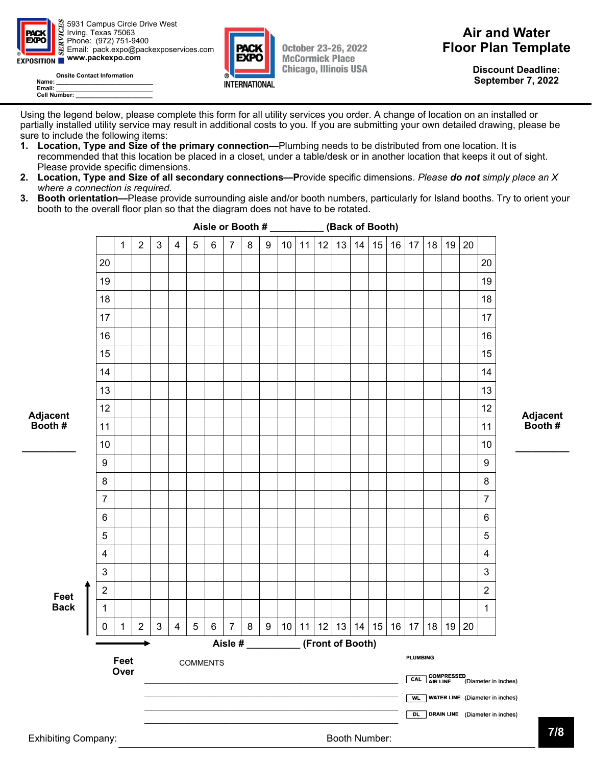PACK EXPO SERVICES
5931 Campus Circle Drive West
Irving, Texas 75063
Phone: (972) 751-9400
Email: pack.expo@packexposervices.com
**www.packexpo.com**

**Onsite Contact Information**
**Name:** ____________________________
**Email:** ____________________________
**Cell Number:** ______________________

PACK EXPO INTERNATIONAL
October 23-26, 2022
McCormick Place
Chicago, Illinois USA

# Air and Water Floor Plan Template

**Discount Deadline: September 7, 2022**

Using the legend below, please complete this form for all utility services you order. A change of location on an installed or partially installed utility service may result in additional costs to you. If you are submitting your own detailed drawing, please be sure to include the following items:

1. **Location, Type and Size of the primary connection—**Plumbing needs to be distributed from one location. It is recommended that this location be placed in a closet, under a table/desk or in another location that keeps it out of sight. Please provide specific dimensions.
2. **Location, Type and Size of all secondary connections—**Provide specific dimensions. *Please **do not** simply place an X where a connection is required.*
3. **Booth orientation—**Please provide surrounding aisle and/or booth numbers, particularly for Island booths. Try to orient your booth to the overall floor plan so that the diagram does not have to be rotated.

**Aisle or Booth # __________ (Back of Booth)**

| | 1 | 2 | 3 | 4 | 5 | 6 | 7 | 8 | 9 | 10 | 11 | 12 | 13 | 14 | 15 | 16 | 17 | 18 | 19 | 20 | |
|---|---|---|---|---|---|---|---|---|---|---|---|---|---|---|---|---|---|---|---|---|---|
| 20 | | | | | | | | | | | | | | | | | | | | | 20 |
| 19 | | | | | | | | | | | | | | | | | | | | | 19 |
| 18 | | | | | | | | | | | | | | | | | | | | | 18 |
| 17 | | | | | | | | | | | | | | | | | | | | | 17 |
| 16 | | | | | | | | | | | | | | | | | | | | | 16 |
| 15 | | | | | | | | | | | | | | | | | | | | | 15 |
| 14 | | | | | | | | | | | | | | | | | | | | | 14 |
| 13 | | | | | | | | | | | | | | | | | | | | | 13 |
| 12 | | | | | | | | | | | | | | | | | | | | | 12 |
| 11 | | | | | | | | | | | | | | | | | | | | | 11 |
| 10 | | | | | | | | | | | | | | | | | | | | | 10 |
| 9 | | | | | | | | | | | | | | | | | | | | | 9 |
| 8 | | | | | | | | | | | | | | | | | | | | | 8 |
| 7 | | | | | | | | | | | | | | | | | | | | | 7 |
| 6 | | | | | | | | | | | | | | | | | | | | | 6 |
| 5 | | | | | | | | | | | | | | | | | | | | | 5 |
| 4 | | | | | | | | | | | | | | | | | | | | | 4 |
| 3 | | | | | | | | | | | | | | | | | | | | | 3 |
| 2 | | | | | | | | | | | | | | | | | | | | | 2 |
| 1 | | | | | | | | | | | | | | | | | | | | | 1 |
| 0 | 1 | 2 | 3 | 4 | 5 | 6 | 7 | 8 | 9 | 10 | 11 | 12 | 13 | 14 | 15 | 16 | 17 | 18 | 19 | 20 | |

**Adjacent Booth #** __________ (left) **Adjacent Booth #** __________ (right)

**Feet Back** ↑ **Feet Over** →

**Aisle # __________ (Front of Booth)**

COMMENTS

______________________________________________

______________________________________________

______________________________________________

______________________________________________

**PLUMBING**

| Symbol | Description |
|---|---|
| CAL | **COMPRESSED AIR LINE** (Diameter in inches) |
| WL | **WATER LINE** (Diameter in inches) |
| DL | **DRAIN LINE** (Diameter in inches) |

Exhibiting Company: ____________________________ Booth Number: ____________________________